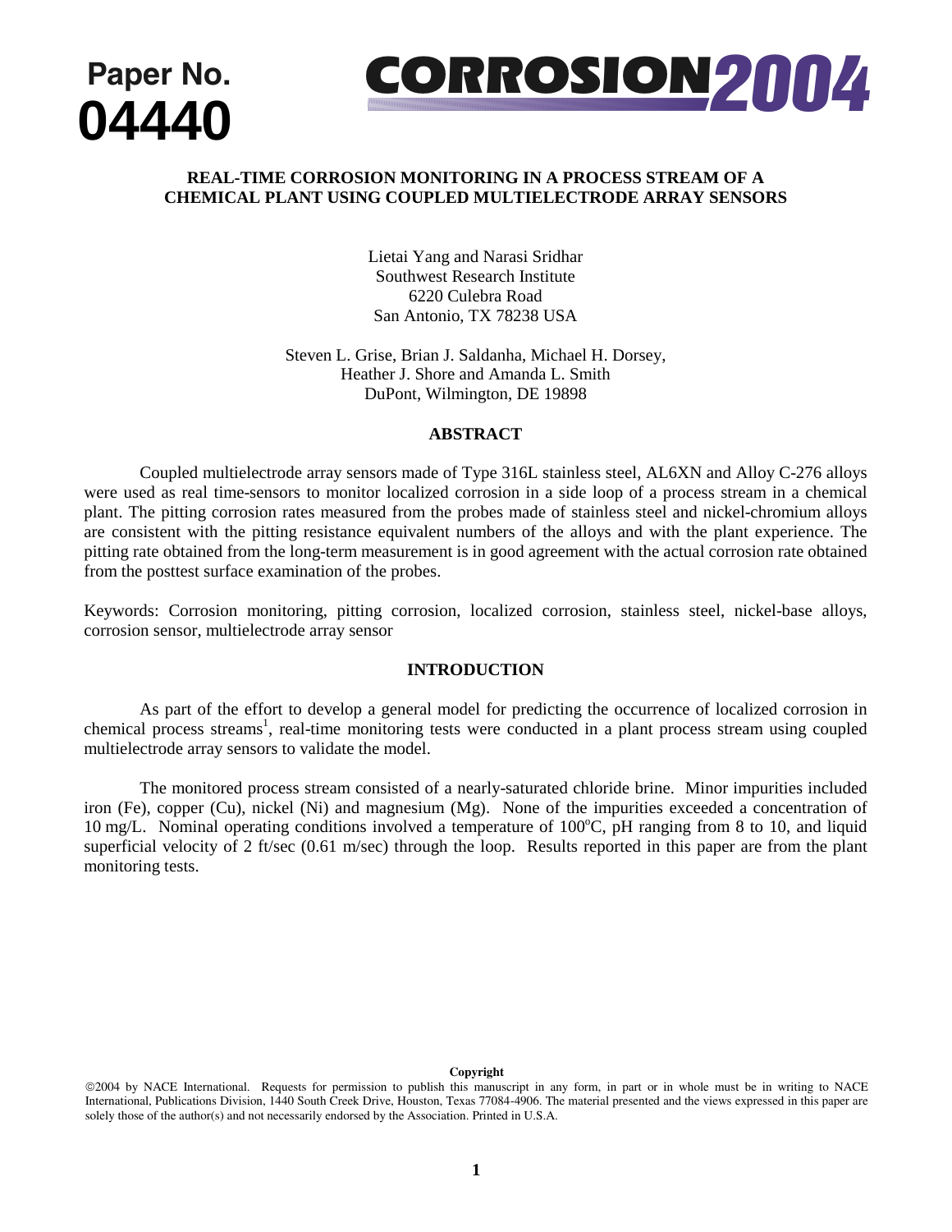Paper No.
**04440**

**CORROSION2004**

# REAL-TIME CORROSION MONITORING IN A PROCESS STREAM OF A CHEMICAL PLANT USING COUPLED MULTIELECTRODE ARRAY SENSORS

Lietai Yang and Narasi Sridhar
Southwest Research Institute
6220 Culebra Road
San Antonio, TX 78238 USA

Steven L. Grise, Brian J. Saldanha, Michael H. Dorsey,
Heather J. Shore and Amanda L. Smith
DuPont, Wilmington, DE 19898

## ABSTRACT

Coupled multielectrode array sensors made of Type 316L stainless steel, AL6XN and Alloy C-276 alloys were used as real time-sensors to monitor localized corrosion in a side loop of a process stream in a chemical plant. The pitting corrosion rates measured from the probes made of stainless steel and nickel-chromium alloys are consistent with the pitting resistance equivalent numbers of the alloys and with the plant experience. The pitting rate obtained from the long-term measurement is in good agreement with the actual corrosion rate obtained from the posttest surface examination of the probes.

Keywords: Corrosion monitoring, pitting corrosion, localized corrosion, stainless steel, nickel-base alloys, corrosion sensor, multielectrode array sensor

## INTRODUCTION

As part of the effort to develop a general model for predicting the occurrence of localized corrosion in chemical process streams[1], real-time monitoring tests were conducted in a plant process stream using coupled multielectrode array sensors to validate the model.

The monitored process stream consisted of a nearly-saturated chloride brine. Minor impurities included iron (Fe), copper (Cu), nickel (Ni) and magnesium (Mg). None of the impurities exceeded a concentration of 10 mg/L. Nominal operating conditions involved a temperature of 100°C, pH ranging from 8 to 10, and liquid superficial velocity of 2 ft/sec (0.61 m/sec) through the loop. Results reported in this paper are from the plant monitoring tests.

**Copyright**
©2004 by NACE International. Requests for permission to publish this manuscript in any form, in part or in whole must be in writing to NACE International, Publications Division, 1440 South Creek Drive, Houston, Texas 77084-4906. The material presented and the views expressed in this paper are solely those of the author(s) and not necessarily endorsed by the Association. Printed in U.S.A.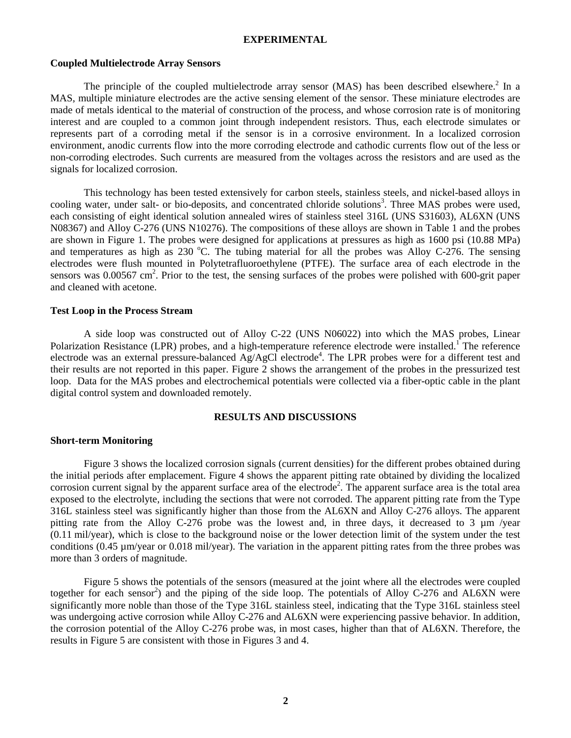## EXPERIMENTAL

### Coupled Multielectrode Array Sensors

The principle of the coupled multielectrode array sensor (MAS) has been described elsewhere.[2] In a MAS, multiple miniature electrodes are the active sensing element of the sensor. These miniature electrodes are made of metals identical to the material of construction of the process, and whose corrosion rate is of monitoring interest and are coupled to a common joint through independent resistors. Thus, each electrode simulates or represents part of a corroding metal if the sensor is in a corrosive environment. In a localized corrosion environment, anodic currents flow into the more corroding electrode and cathodic currents flow out of the less or non-corroding electrodes. Such currents are measured from the voltages across the resistors and are used as the signals for localized corrosion.

This technology has been tested extensively for carbon steels, stainless steels, and nickel-based alloys in cooling water, under salt- or bio-deposits, and concentrated chloride solutions[3]. Three MAS probes were used, each consisting of eight identical solution annealed wires of stainless steel 316L (UNS S31603), AL6XN (UNS N08367) and Alloy C-276 (UNS N10276). The compositions of these alloys are shown in Table 1 and the probes are shown in Figure 1. The probes were designed for applications at pressures as high as 1600 psi (10.88 MPa) and temperatures as high as 230 $^{o}$C. The tubing material for all the probes was Alloy C-276. The sensing electrodes were flush mounted in Polytetrafluoroethylene (PTFE). The surface area of each electrode in the sensors was 0.00567 cm$^2$. Prior to the test, the sensing surfaces of the probes were polished with 600-grit paper and cleaned with acetone.

### Test Loop in the Process Stream

A side loop was constructed out of Alloy C-22 (UNS N06022) into which the MAS probes, Linear Polarization Resistance (LPR) probes, and a high-temperature reference electrode were installed.[1] The reference electrode was an external pressure-balanced Ag/AgCl electrode[4]. The LPR probes were for a different test and their results are not reported in this paper. Figure 2 shows the arrangement of the probes in the pressurized test loop. Data for the MAS probes and electrochemical potentials were collected via a fiber-optic cable in the plant digital control system and downloaded remotely.

## RESULTS AND DISCUSSIONS

### Short-term Monitoring

Figure 3 shows the localized corrosion signals (current densities) for the different probes obtained during the initial periods after emplacement. Figure 4 shows the apparent pitting rate obtained by dividing the localized corrosion current signal by the apparent surface area of the electrode[2]. The apparent surface area is the total area exposed to the electrolyte, including the sections that were not corroded. The apparent pitting rate from the Type 316L stainless steel was significantly higher than those from the AL6XN and Alloy C-276 alloys. The apparent pitting rate from the Alloy C-276 probe was the lowest and, in three days, it decreased to 3 µm /year (0.11 mil/year), which is close to the background noise or the lower detection limit of the system under the test conditions (0.45 µm/year or 0.018 mil/year). The variation in the apparent pitting rates from the three probes was more than 3 orders of magnitude.

Figure 5 shows the potentials of the sensors (measured at the joint where all the electrodes were coupled together for each sensor[2]) and the piping of the side loop. The potentials of Alloy C-276 and AL6XN were significantly more noble than those of the Type 316L stainless steel, indicating that the Type 316L stainless steel was undergoing active corrosion while Alloy C-276 and AL6XN were experiencing passive behavior. In addition, the corrosion potential of the Alloy C-276 probe was, in most cases, higher than that of AL6XN. Therefore, the results in Figure 5 are consistent with those in Figures 3 and 4.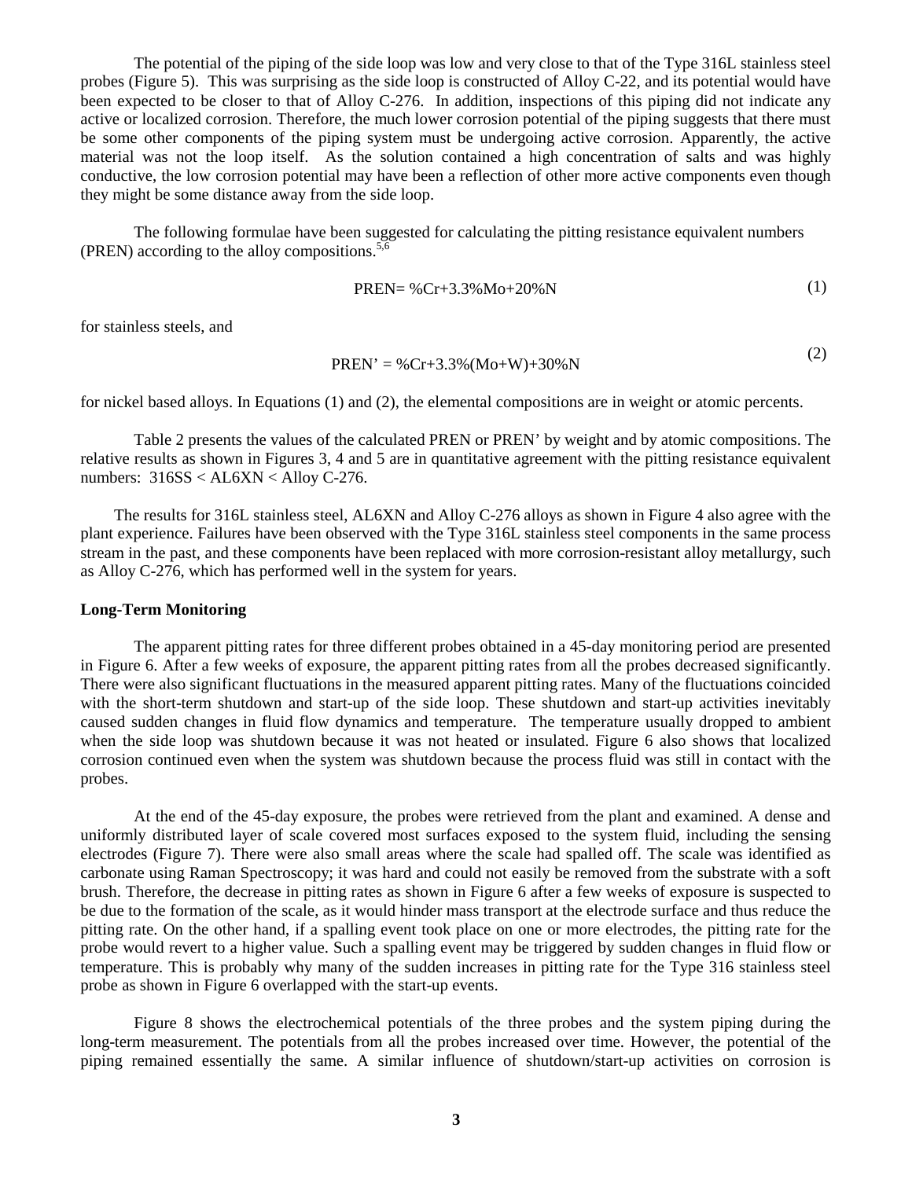The potential of the piping of the side loop was low and very close to that of the Type 316L stainless steel probes (Figure 5). This was surprising as the side loop is constructed of Alloy C-22, and its potential would have been expected to be closer to that of Alloy C-276. In addition, inspections of this piping did not indicate any active or localized corrosion. Therefore, the much lower corrosion potential of the piping suggests that there must be some other components of the piping system must be undergoing active corrosion. Apparently, the active material was not the loop itself. As the solution contained a high concentration of salts and was highly conductive, the low corrosion potential may have been a reflection of other more active components even though they might be some distance away from the side loop.

The following formulae have been suggested for calculating the pitting resistance equivalent numbers (PREN) according to the alloy compositions.[5,6]

$$\text{PREN} = \%\text{Cr} + 3.3\%\text{Mo} + 20\%\text{N} \tag{1}$$

for stainless steels, and

$$\text{PREN'} = \%\text{Cr} + 3.3\%(\text{Mo}+\text{W}) + 30\%\text{N} \tag{2}$$

for nickel based alloys. In Equations (1) and (2), the elemental compositions are in weight or atomic percents.

Table 2 presents the values of the calculated PREN or PREN' by weight and by atomic compositions. The relative results as shown in Figures 3, 4 and 5 are in quantitative agreement with the pitting resistance equivalent numbers: 316SS < AL6XN < Alloy C-276.

The results for 316L stainless steel, AL6XN and Alloy C-276 alloys as shown in Figure 4 also agree with the plant experience. Failures have been observed with the Type 316L stainless steel components in the same process stream in the past, and these components have been replaced with more corrosion-resistant alloy metallurgy, such as Alloy C-276, which has performed well in the system for years.

**Long-Term Monitoring**

The apparent pitting rates for three different probes obtained in a 45-day monitoring period are presented in Figure 6. After a few weeks of exposure, the apparent pitting rates from all the probes decreased significantly. There were also significant fluctuations in the measured apparent pitting rates. Many of the fluctuations coincided with the short-term shutdown and start-up of the side loop. These shutdown and start-up activities inevitably caused sudden changes in fluid flow dynamics and temperature. The temperature usually dropped to ambient when the side loop was shutdown because it was not heated or insulated. Figure 6 also shows that localized corrosion continued even when the system was shutdown because the process fluid was still in contact with the probes.

At the end of the 45-day exposure, the probes were retrieved from the plant and examined. A dense and uniformly distributed layer of scale covered most surfaces exposed to the system fluid, including the sensing electrodes (Figure 7). There were also small areas where the scale had spalled off. The scale was identified as carbonate using Raman Spectroscopy; it was hard and could not easily be removed from the substrate with a soft brush. Therefore, the decrease in pitting rates as shown in Figure 6 after a few weeks of exposure is suspected to be due to the formation of the scale, as it would hinder mass transport at the electrode surface and thus reduce the pitting rate. On the other hand, if a spalling event took place on one or more electrodes, the pitting rate for the probe would revert to a higher value. Such a spalling event may be triggered by sudden changes in fluid flow or temperature. This is probably why many of the sudden increases in pitting rate for the Type 316 stainless steel probe as shown in Figure 6 overlapped with the start-up events.

Figure 8 shows the electrochemical potentials of the three probes and the system piping during the long-term measurement. The potentials from all the probes increased over time. However, the potential of the piping remained essentially the same. A similar influence of shutdown/start-up activities on corrosion is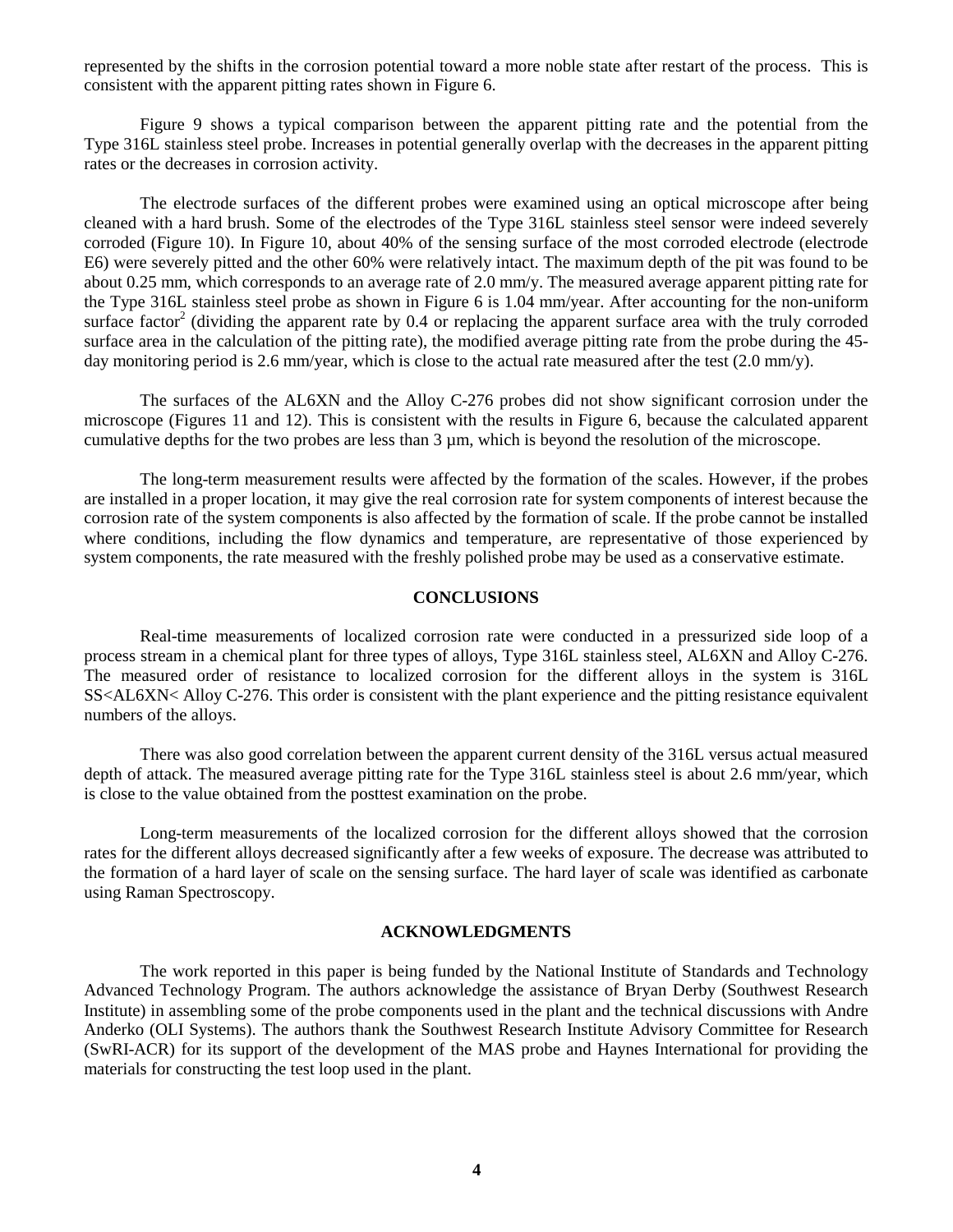represented by the shifts in the corrosion potential toward a more noble state after restart of the process. This is consistent with the apparent pitting rates shown in Figure 6.

Figure 9 shows a typical comparison between the apparent pitting rate and the potential from the Type 316L stainless steel probe. Increases in potential generally overlap with the decreases in the apparent pitting rates or the decreases in corrosion activity.

The electrode surfaces of the different probes were examined using an optical microscope after being cleaned with a hard brush. Some of the electrodes of the Type 316L stainless steel sensor were indeed severely corroded (Figure 10). In Figure 10, about 40% of the sensing surface of the most corroded electrode (electrode E6) were severely pitted and the other 60% were relatively intact. The maximum depth of the pit was found to be about 0.25 mm, which corresponds to an average rate of 2.0 mm/y. The measured average apparent pitting rate for the Type 316L stainless steel probe as shown in Figure 6 is 1.04 mm/year. After accounting for the non-uniform surface factor[2] (dividing the apparent rate by 0.4 or replacing the apparent surface area with the truly corroded surface area in the calculation of the pitting rate), the modified average pitting rate from the probe during the 45-day monitoring period is 2.6 mm/year, which is close to the actual rate measured after the test (2.0 mm/y).

The surfaces of the AL6XN and the Alloy C-276 probes did not show significant corrosion under the microscope (Figures 11 and 12). This is consistent with the results in Figure 6, because the calculated apparent cumulative depths for the two probes are less than 3 µm, which is beyond the resolution of the microscope.

The long-term measurement results were affected by the formation of the scales. However, if the probes are installed in a proper location, it may give the real corrosion rate for system components of interest because the corrosion rate of the system components is also affected by the formation of scale. If the probe cannot be installed where conditions, including the flow dynamics and temperature, are representative of those experienced by system components, the rate measured with the freshly polished probe may be used as a conservative estimate.

## CONCLUSIONS

Real-time measurements of localized corrosion rate were conducted in a pressurized side loop of a process stream in a chemical plant for three types of alloys, Type 316L stainless steel, AL6XN and Alloy C-276. The measured order of resistance to localized corrosion for the different alloys in the system is 316L SS<AL6XN< Alloy C-276. This order is consistent with the plant experience and the pitting resistance equivalent numbers of the alloys.

There was also good correlation between the apparent current density of the 316L versus actual measured depth of attack. The measured average pitting rate for the Type 316L stainless steel is about 2.6 mm/year, which is close to the value obtained from the posttest examination on the probe.

Long-term measurements of the localized corrosion for the different alloys showed that the corrosion rates for the different alloys decreased significantly after a few weeks of exposure. The decrease was attributed to the formation of a hard layer of scale on the sensing surface. The hard layer of scale was identified as carbonate using Raman Spectroscopy.

## ACKNOWLEDGMENTS

The work reported in this paper is being funded by the National Institute of Standards and Technology Advanced Technology Program. The authors acknowledge the assistance of Bryan Derby (Southwest Research Institute) in assembling some of the probe components used in the plant and the technical discussions with Andre Anderko (OLI Systems). The authors thank the Southwest Research Institute Advisory Committee for Research (SwRI-ACR) for its support of the development of the MAS probe and Haynes International for providing the materials for constructing the test loop used in the plant.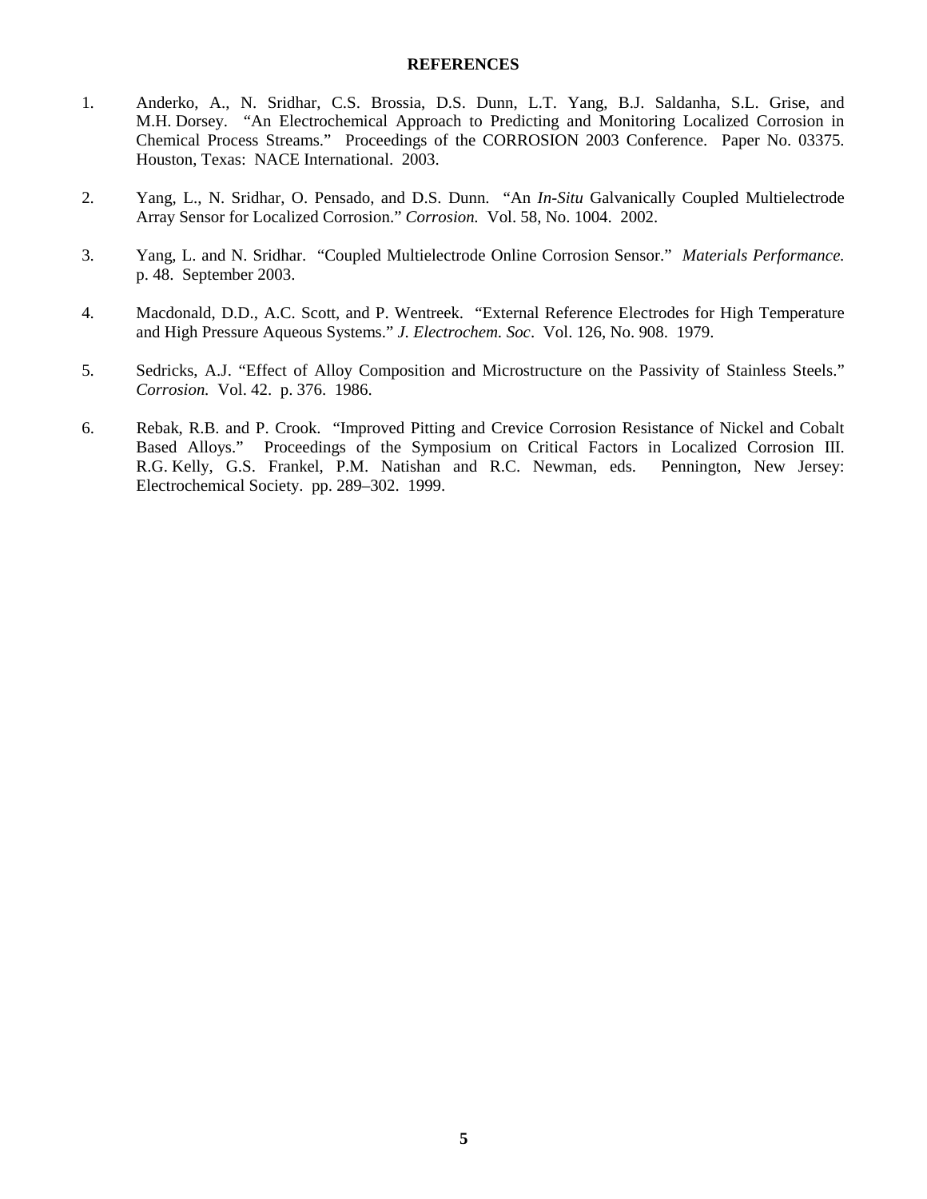## REFERENCES

1. Anderko, A., N. Sridhar, C.S. Brossia, D.S. Dunn, L.T. Yang, B.J. Saldanha, S.L. Grise, and M.H. Dorsey. "An Electrochemical Approach to Predicting and Monitoring Localized Corrosion in Chemical Process Streams." Proceedings of the CORROSION 2003 Conference. Paper No. 03375. Houston, Texas: NACE International. 2003.

2. Yang, L., N. Sridhar, O. Pensado, and D.S. Dunn. "An *In-Situ* Galvanically Coupled Multielectrode Array Sensor for Localized Corrosion." *Corrosion.* Vol. 58, No. 1004. 2002.

3. Yang, L. and N. Sridhar. "Coupled Multielectrode Online Corrosion Sensor." *Materials Performance.* p. 48. September 2003.

4. Macdonald, D.D., A.C. Scott, and P. Wentreek. "External Reference Electrodes for High Temperature and High Pressure Aqueous Systems." *J. Electrochem. Soc*. Vol. 126, No. 908. 1979.

5. Sedricks, A.J. "Effect of Alloy Composition and Microstructure on the Passivity of Stainless Steels." *Corrosion.* Vol. 42. p. 376. 1986.

6. Rebak, R.B. and P. Crook. "Improved Pitting and Crevice Corrosion Resistance of Nickel and Cobalt Based Alloys." Proceedings of the Symposium on Critical Factors in Localized Corrosion III. R.G. Kelly, G.S. Frankel, P.M. Natishan and R.C. Newman, eds. Pennington, New Jersey: Electrochemical Society. pp. 289–302. 1999.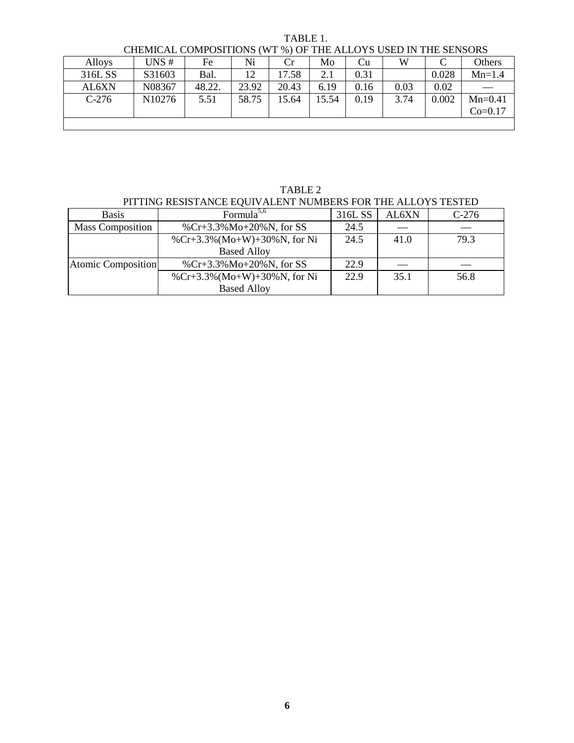TABLE 1.
CHEMICAL COMPOSITIONS (WT %) OF THE ALLOYS USED IN THE SENSORS

| Alloys | UNS # | Fe | Ni | Cr | Mo | Cu | W | C | Others |
|---|---|---|---|---|---|---|---|---|---|
| 316L SS | S31603 | Bal. | 12 | 17.58 | 2.1 | 0.31 | | 0.028 | Mn=1.4 |
| AL6XN | N08367 | 48.22. | 23.92 | 20.43 | 6.19 | 0.16 | 0.03 | 0.02 | — |
| C-276 | N10276 | 5.51 | 58.75 | 15.64 | 15.54 | 0.19 | 3.74 | 0.002 | Mn=0.41 Co=0.17 |

TABLE 2
PITTING RESISTANCE EQUIVALENT NUMBERS FOR THE ALLOYS TESTED

| Basis | Formula[5,6] | 316L SS | AL6XN | C-276 |
|---|---|---|---|---|
| Mass Composition | %Cr+3.3%Mo+20%N, for SS | 24.5 | — | — |
| | %Cr+3.3%(Mo+W)+30%N, for Ni Based Alloy | 24.5 | 41.0 | 79.3 |
| Atomic Composition | %Cr+3.3%Mo+20%N, for SS | 22.9 | — | — |
| | %Cr+3.3%(Mo+W)+30%N, for Ni Based Alloy | 22.9 | 35.1 | 56.8 |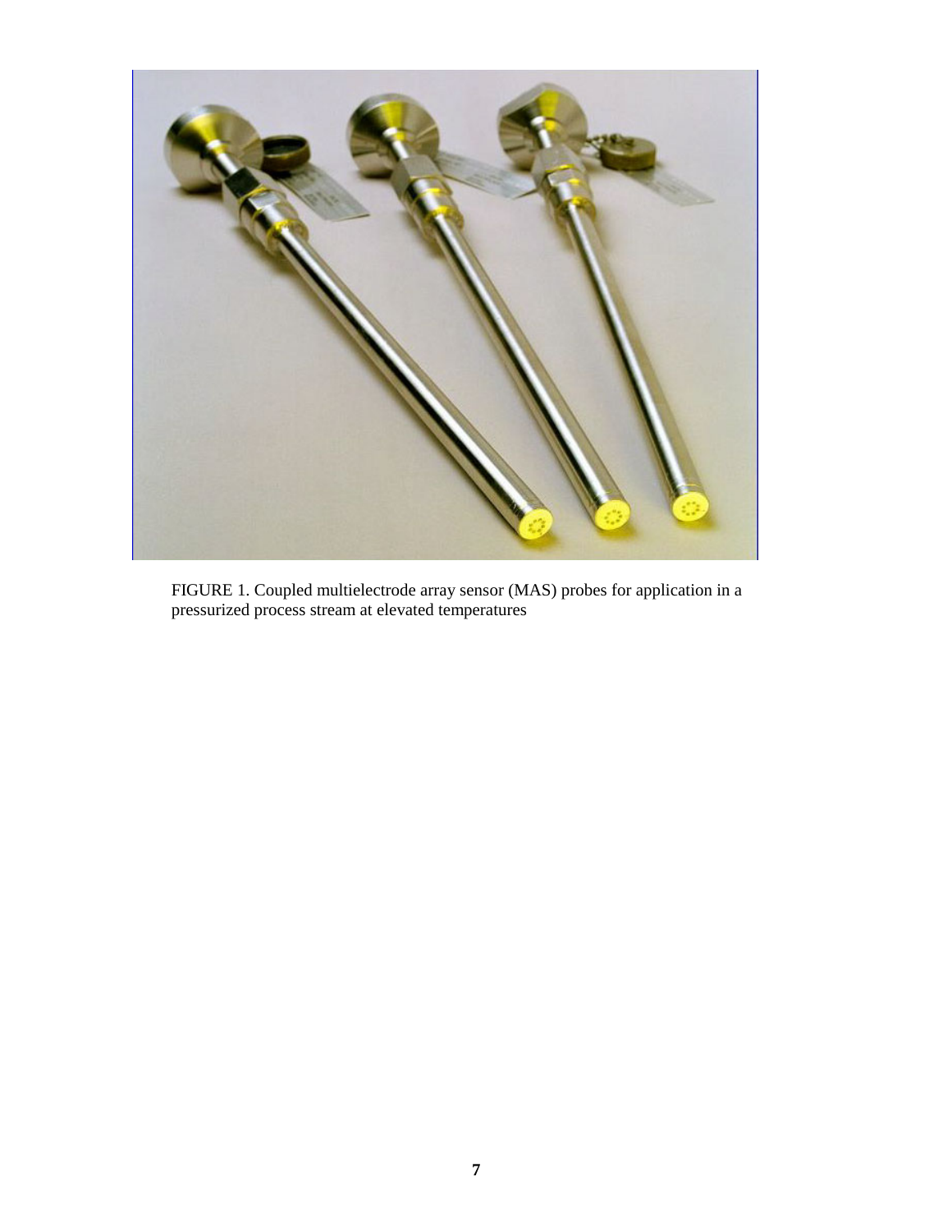FIGURE 1. Coupled multielectrode array sensor (MAS) probes for application in a pressurized process stream at elevated temperatures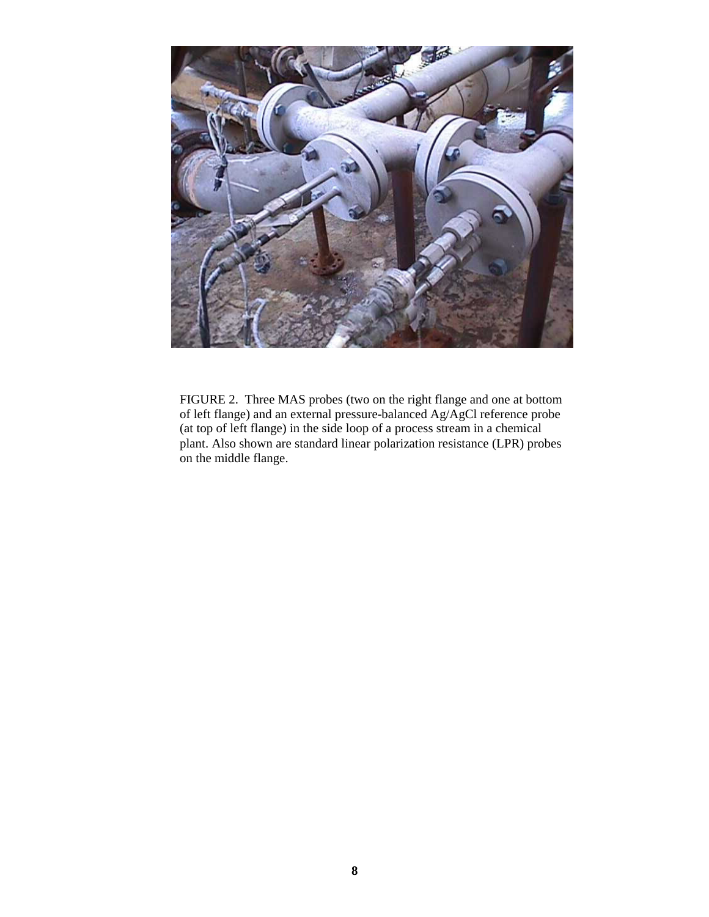FIGURE 2. Three MAS probes (two on the right flange and one at bottom of left flange) and an external pressure-balanced Ag/AgCl reference probe (at top of left flange) in the side loop of a process stream in a chemical plant. Also shown are standard linear polarization resistance (LPR) probes on the middle flange.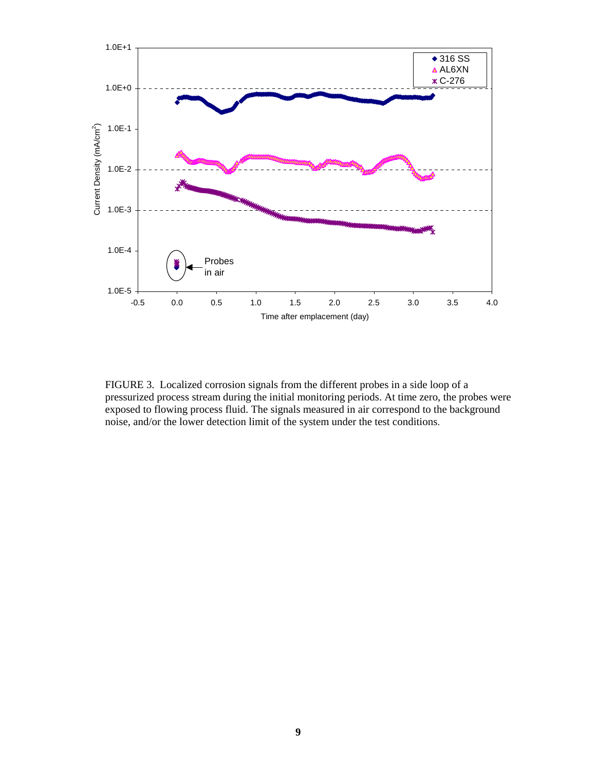FIGURE 3. Localized corrosion signals from the different probes in a side loop of a pressurized process stream during the initial monitoring periods. At time zero, the probes were exposed to flowing process fluid. The signals measured in air correspond to the background noise, and/or the lower detection limit of the system under the test conditions.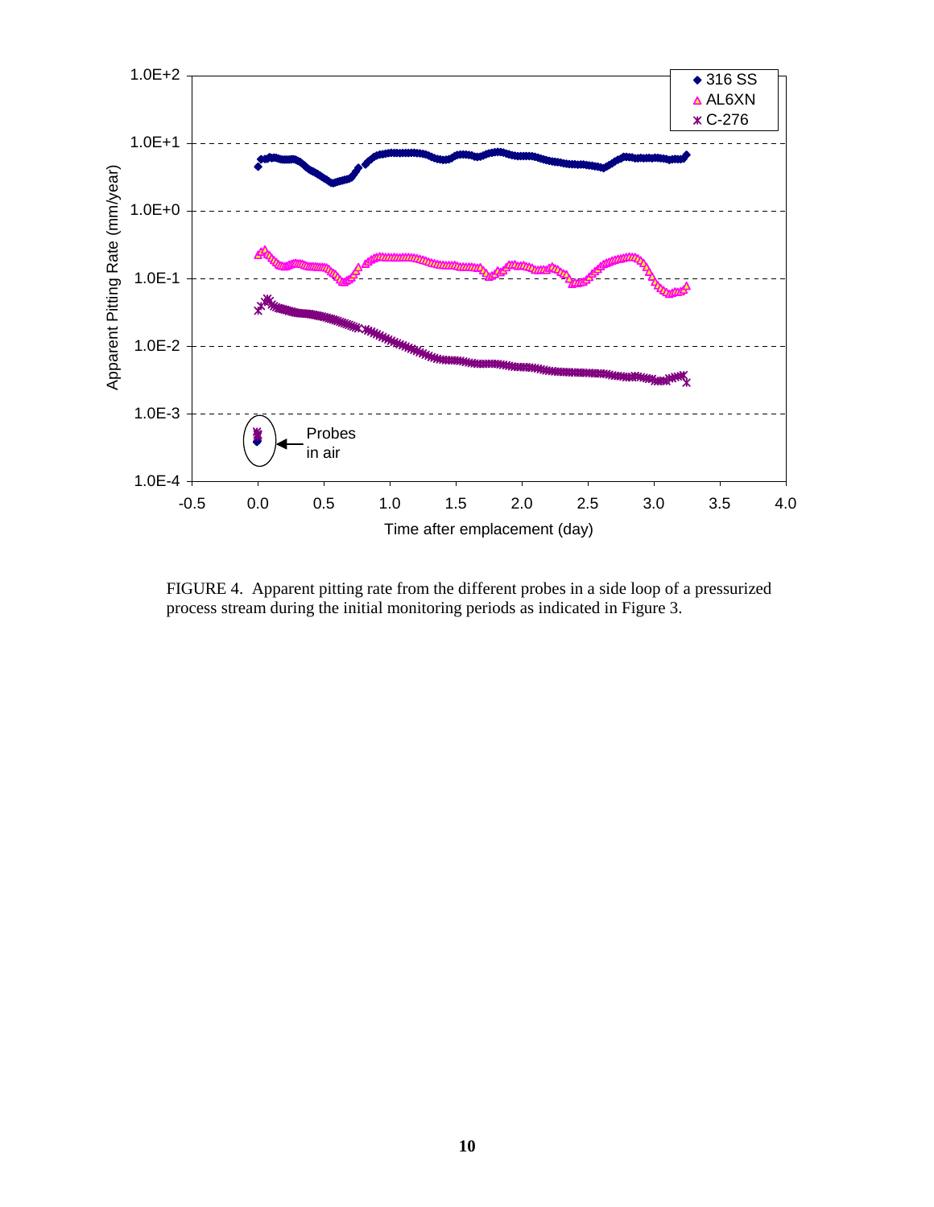FIGURE 4. Apparent pitting rate from the different probes in a side loop of a pressurized process stream during the initial monitoring periods as indicated in Figure 3.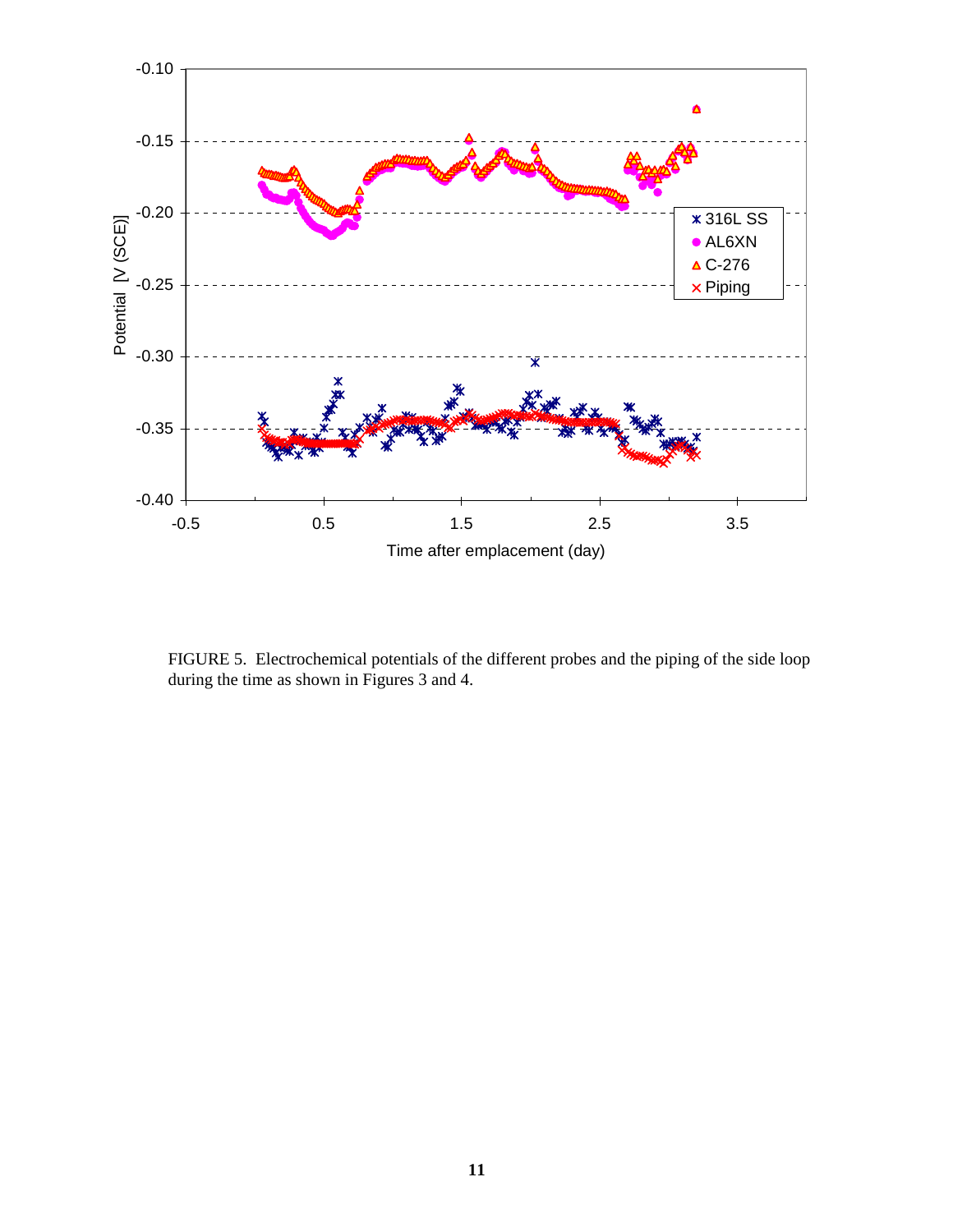FIGURE 5. Electrochemical potentials of the different probes and the piping of the side loop during the time as shown in Figures 3 and 4.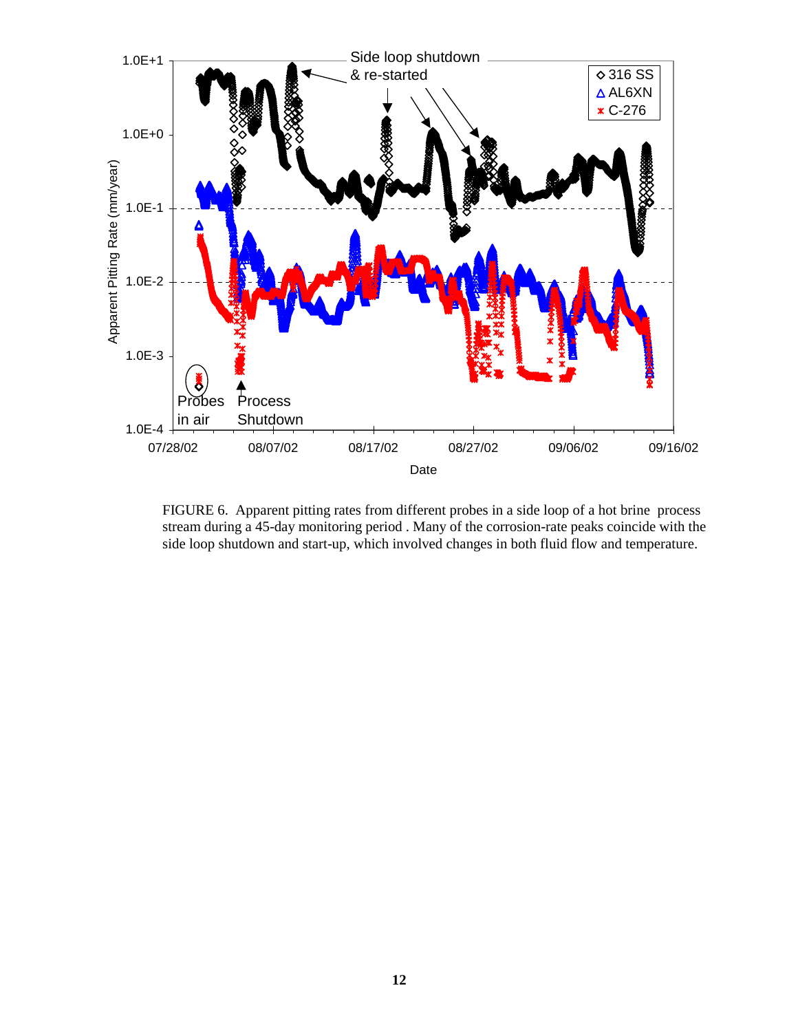FIGURE 6. Apparent pitting rates from different probes in a side loop of a hot brine process stream during a 45-day monitoring period . Many of the corrosion-rate peaks coincide with the side loop shutdown and start-up, which involved changes in both fluid flow and temperature.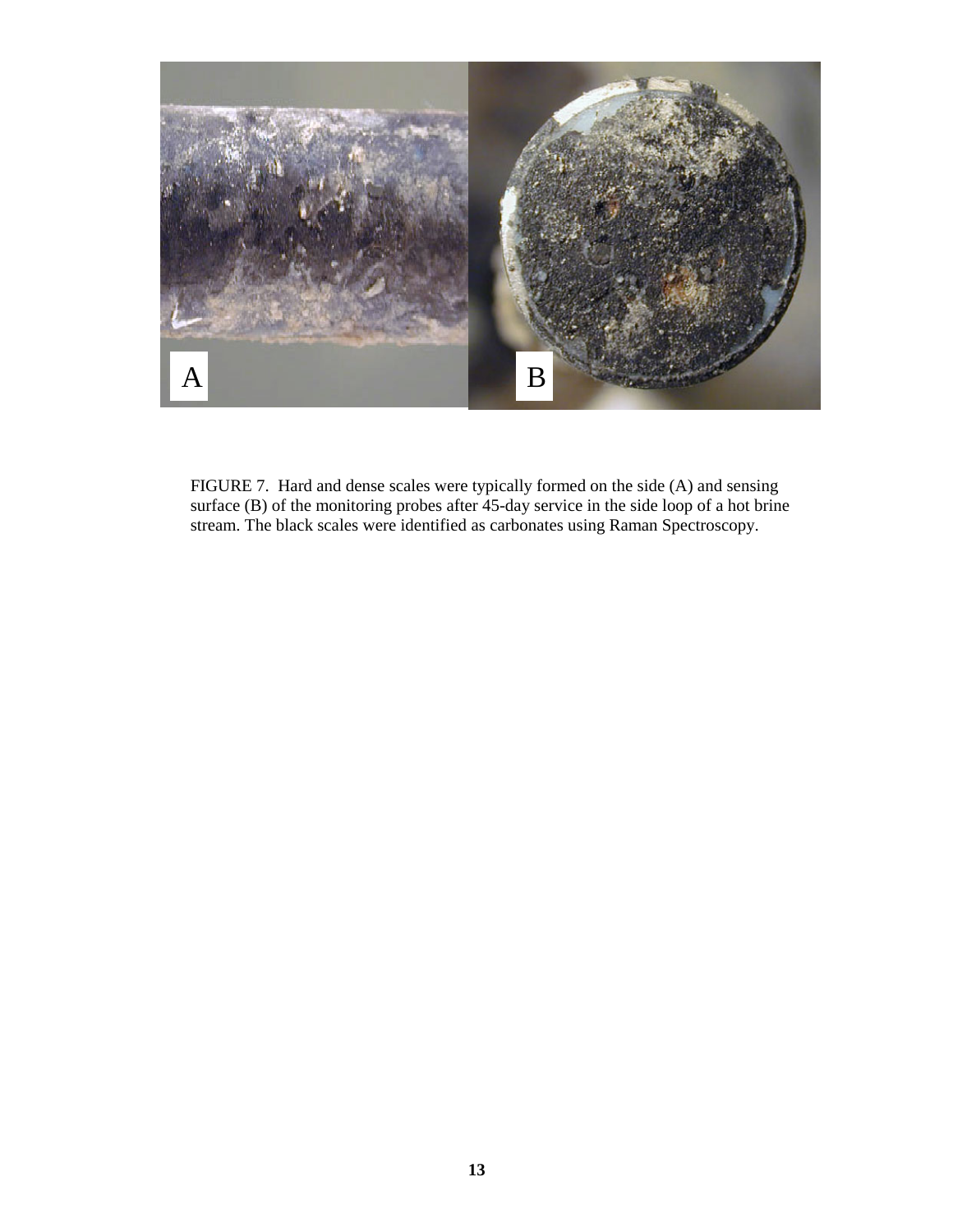FIGURE 7. Hard and dense scales were typically formed on the side (A) and sensing surface (B) of the monitoring probes after 45-day service in the side loop of a hot brine stream. The black scales were identified as carbonates using Raman Spectroscopy.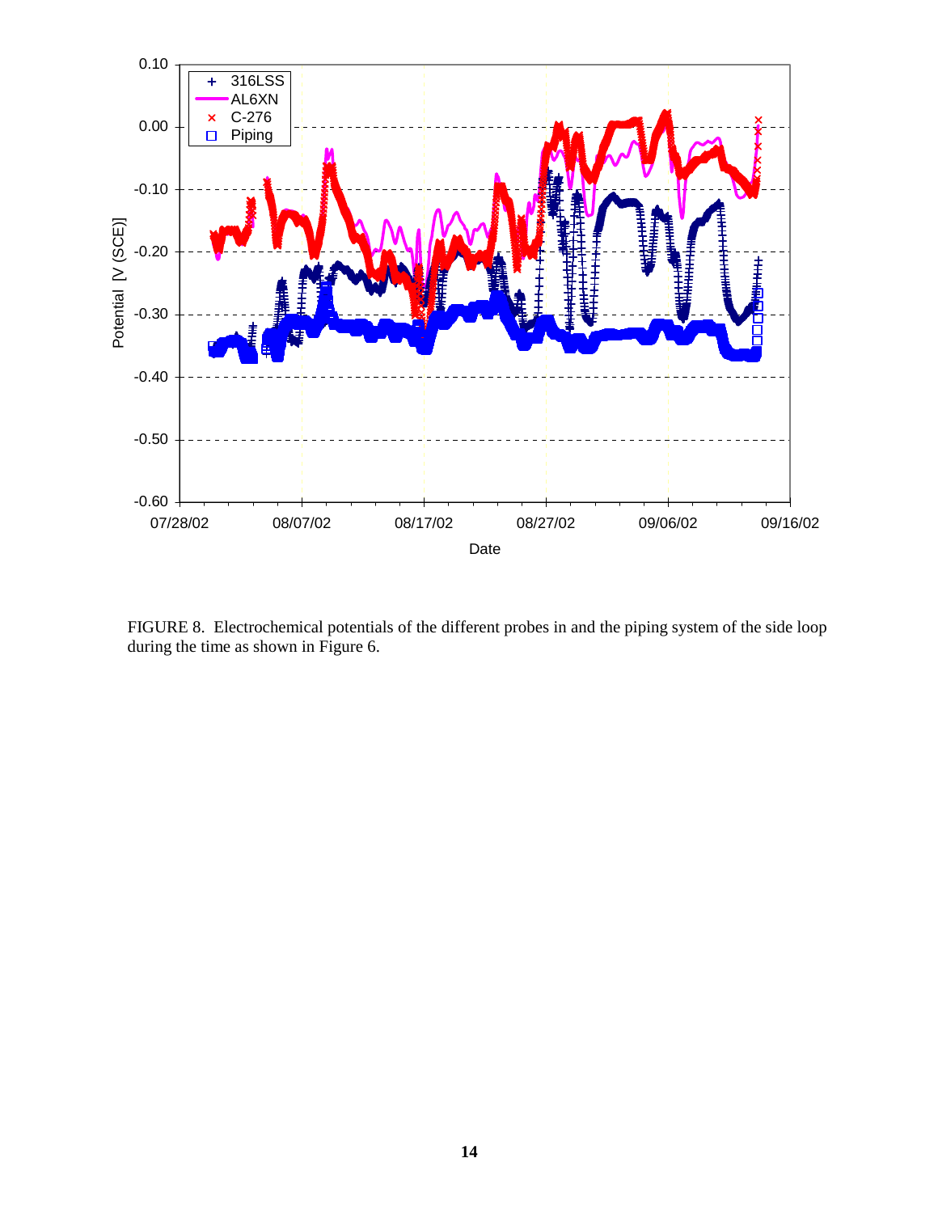FIGURE 8. Electrochemical potentials of the different probes in and the piping system of the side loop during the time as shown in Figure 6.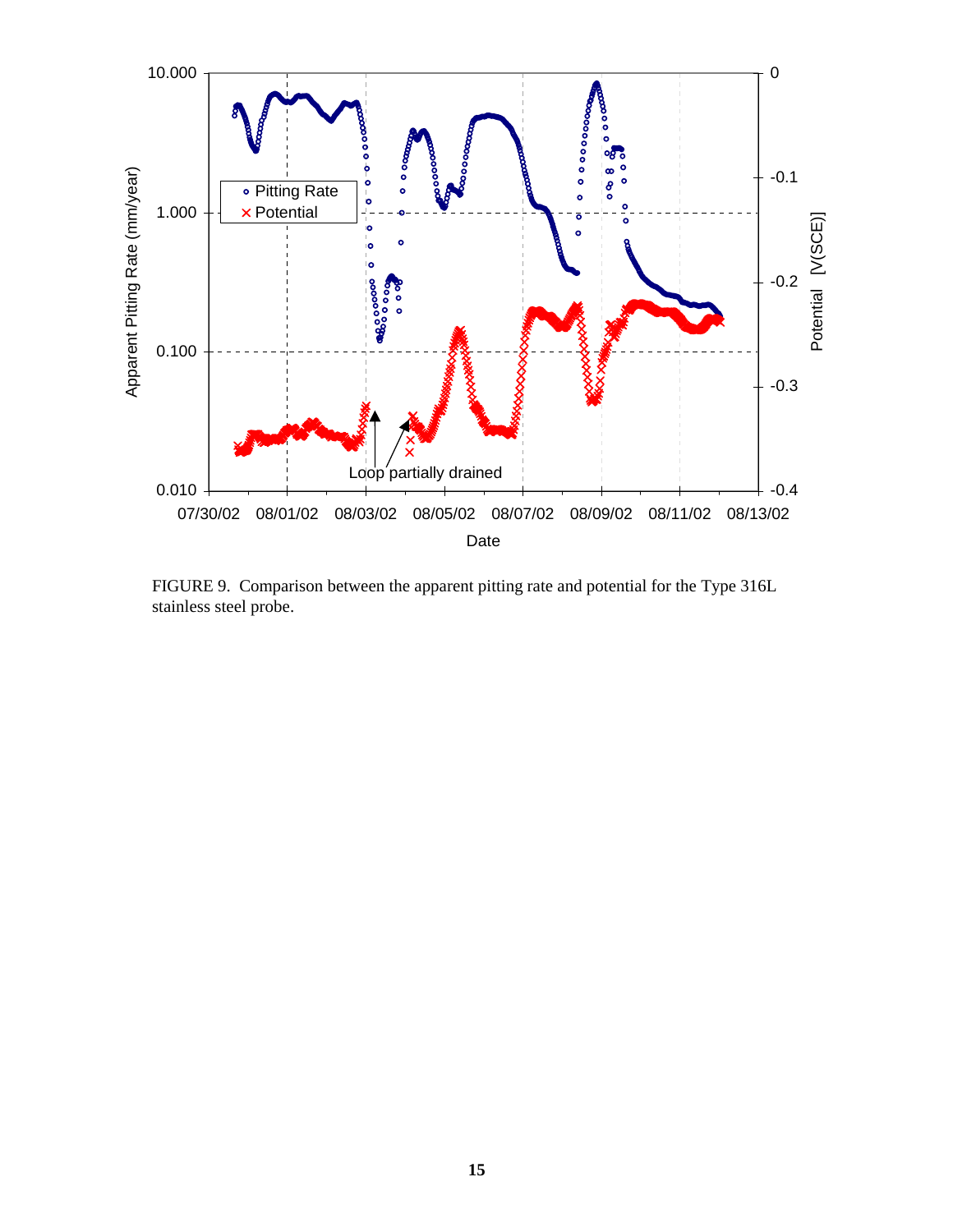FIGURE 9. Comparison between the apparent pitting rate and potential for the Type 316L stainless steel probe.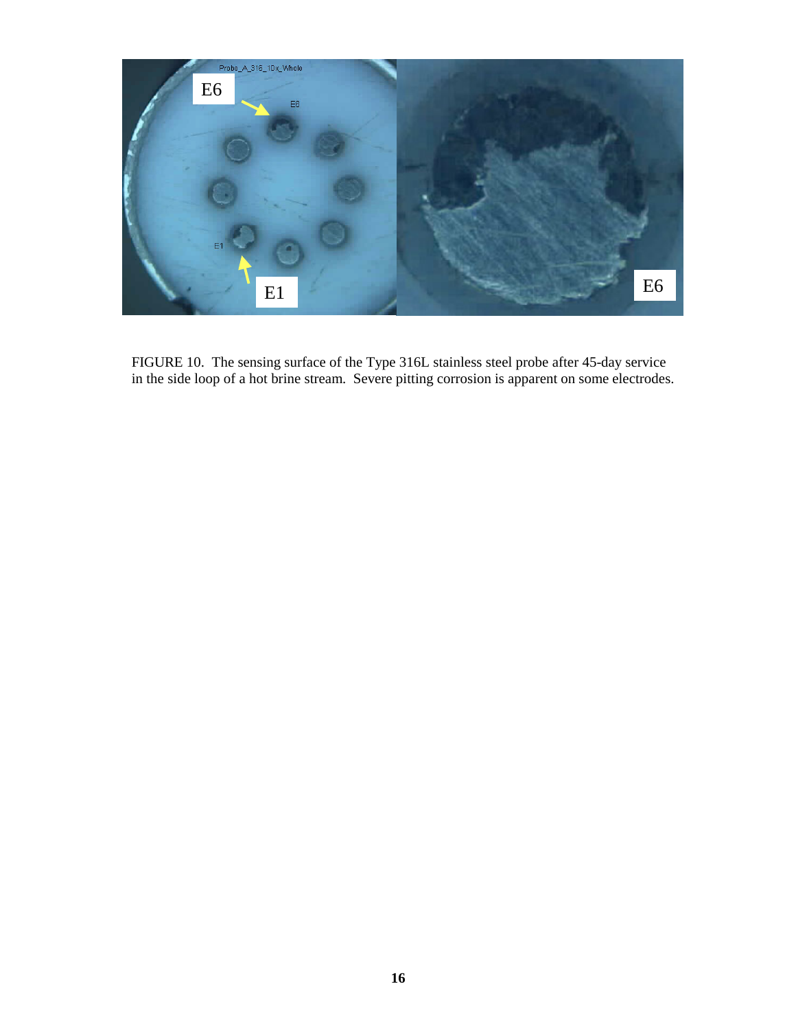FIGURE 10. The sensing surface of the Type 316L stainless steel probe after 45-day service in the side loop of a hot brine stream. Severe pitting corrosion is apparent on some electrodes.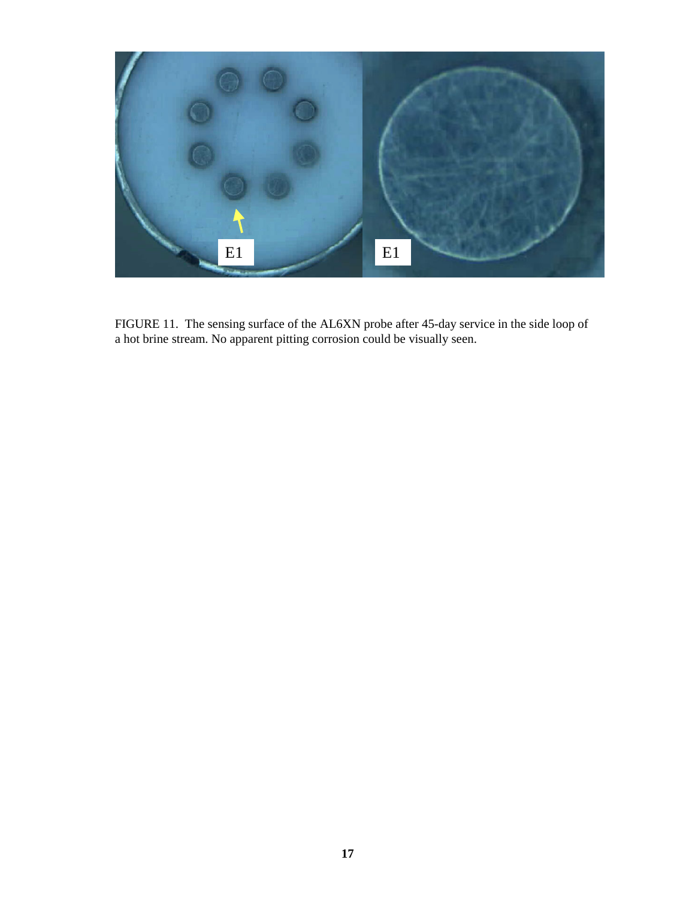FIGURE 11. The sensing surface of the AL6XN probe after 45-day service in the side loop of a hot brine stream. No apparent pitting corrosion could be visually seen.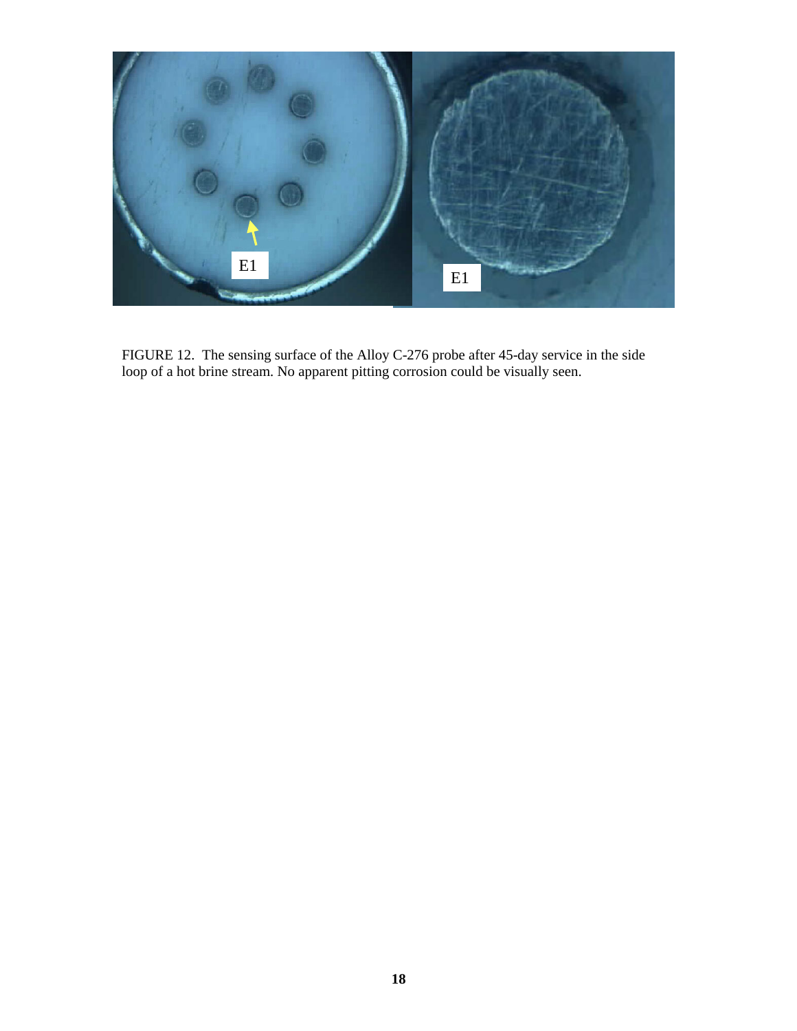E1

E1

FIGURE 12. The sensing surface of the Alloy C-276 probe after 45-day service in the side loop of a hot brine stream. No apparent pitting corrosion could be visually seen.